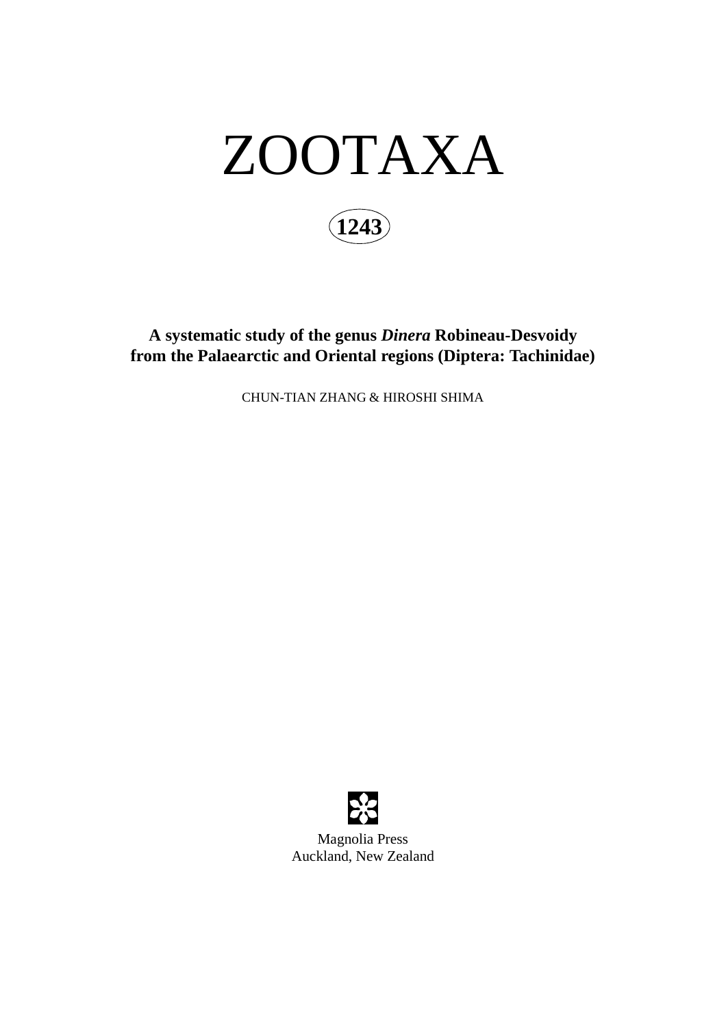# ZOOTAXA

**1243**

## A systematic study of the genus *Dinera* Robineau-Desvoidy from the Palaearctic and Oriental regions (Diptera: Tachinidae)

CHUN-TIAN ZHANG & HIROSHI SHIMA

Magnolia Press
Auckland, New Zealand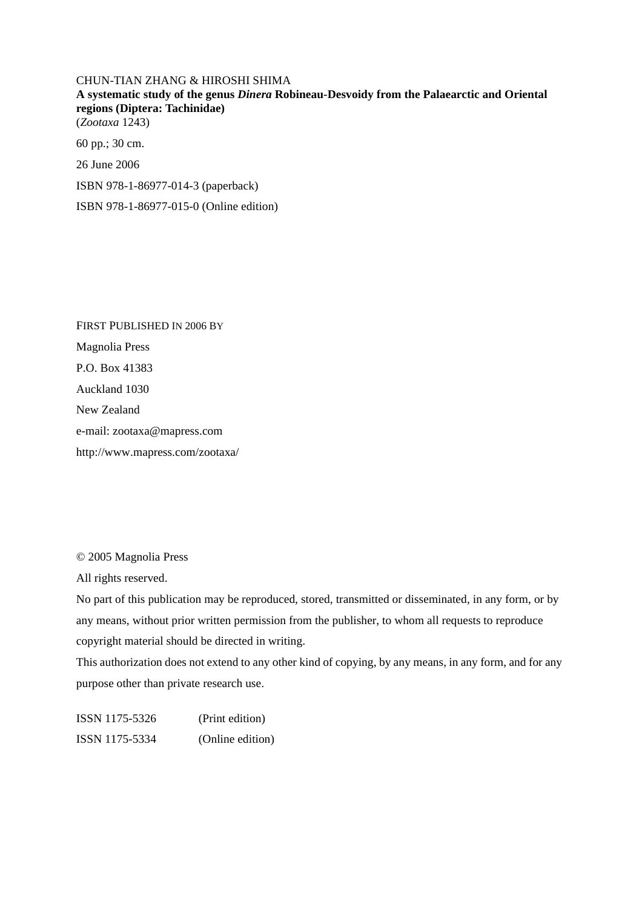CHUN-TIAN ZHANG & HIROSHI SHIMA

**A systematic study of the genus *Dinera* Robineau-Desvoidy from the Palaearctic and Oriental regions (Diptera: Tachinidae)**

(*Zootaxa* 1243)

60 pp.; 30 cm.

26 June 2006

ISBN 978-1-86977-014-3 (paperback)

ISBN 978-1-86977-015-0 (Online edition)

FIRST PUBLISHED IN 2006 BY

Magnolia Press

P.O. Box 41383

Auckland 1030

New Zealand

e-mail: zootaxa@mapress.com

http://www.mapress.com/zootaxa/

© 2005 Magnolia Press

All rights reserved.

No part of this publication may be reproduced, stored, transmitted or disseminated, in any form, or by any means, without prior written permission from the publisher, to whom all requests to reproduce copyright material should be directed in writing.

This authorization does not extend to any other kind of copying, by any means, in any form, and for any purpose other than private research use.

ISSN 1175-5326 (Print edition)

ISSN 1175-5334 (Online edition)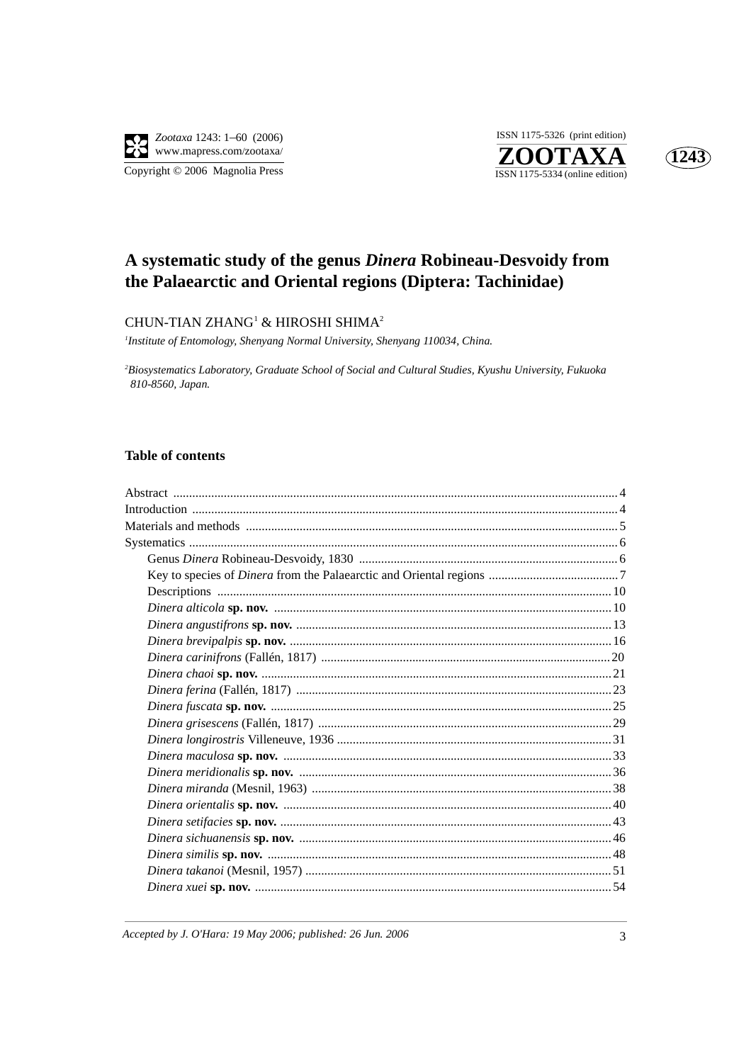# A systematic study of the genus *Dinera* Robineau-Desvoidy from the Palaearctic and Oriental regions (Diptera: Tachinidae)

CHUN-TIAN ZHANG[1] & HIROSHI SHIMA[2]

[1]*Institute of Entomology, Shenyang Normal University, Shenyang 110034, China.*

[2]*Biosystematics Laboratory, Graduate School of Social and Cultural Studies, Kyushu University, Fukuoka 810-8560, Japan.*

### Table of contents

- Abstract ... 4
- Introduction ... 4
- Materials and methods ... 5
- Systematics ... 6
  - Genus *Dinera* Robineau-Desvoidy, 1830 ... 6
  - Key to species of *Dinera* from the Palaearctic and Oriental regions ... 7
  - Descriptions ... 10
  - *Dinera alticola* **sp. nov.** ... 10
  - *Dinera angustifrons* **sp. nov.** ... 13
  - *Dinera brevipalpis* **sp. nov.** ... 16
  - *Dinera carinifrons* (Fallén, 1817) ... 20
  - *Dinera chaoi* **sp. nov.** ... 21
  - *Dinera ferina* (Fallén, 1817) ... 23
  - *Dinera fuscata* **sp. nov.** ... 25
  - *Dinera grisescens* (Fallén, 1817) ... 29
  - *Dinera longirostris* Villeneuve, 1936 ... 31
  - *Dinera maculosa* **sp. nov.** ... 33
  - *Dinera meridionalis* **sp. nov.** ... 36
  - *Dinera miranda* (Mesnil, 1963) ... 38
  - *Dinera orientalis* **sp. nov.** ... 40
  - *Dinera setifacies* **sp. nov.** ... 43
  - *Dinera sichuanensis* **sp. nov.** ... 46
  - *Dinera similis* **sp. nov.** ... 48
  - *Dinera takanoi* (Mesnil, 1957) ... 51
  - *Dinera xuei* **sp. nov.** ... 54

*Accepted by J. O'Hara: 19 May 2006; published: 26 Jun. 2006*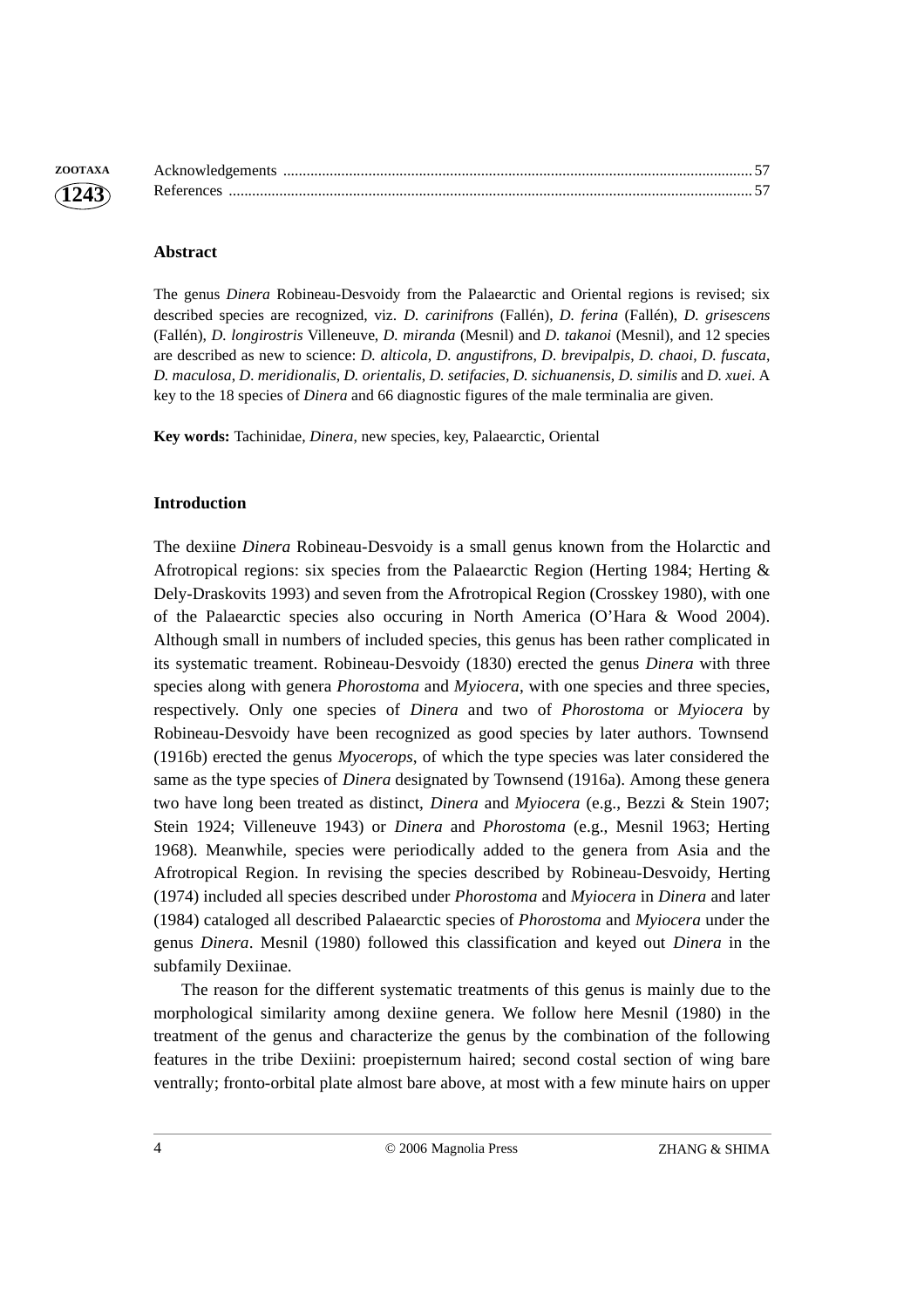Acknowledgements ........................................................................................................................ 57
References ....................................................................................................................................... 57

## Abstract

The genus *Dinera* Robineau-Desvoidy from the Palaearctic and Oriental regions is revised; six described species are recognized, viz. *D. carinifrons* (Fallén), *D. ferina* (Fallén), *D. grisescens* (Fallén), *D. longirostris* Villeneuve, *D. miranda* (Mesnil) and *D. takanoi* (Mesnil), and 12 species are described as new to science: *D. alticola*, *D. angustifrons*, *D. brevipalpis*, *D. chaoi*, *D. fuscata*, *D. maculosa*, *D. meridionalis*, *D. orientalis*, *D. setifacies*, *D. sichuanensis*, *D. similis* and *D. xuei*. A key to the 18 species of *Dinera* and 66 diagnostic figures of the male terminalia are given.

**Key words:** Tachinidae, *Dinera*, new species, key, Palaearctic, Oriental

## Introduction

The dexiine *Dinera* Robineau-Desvoidy is a small genus known from the Holarctic and Afrotropical regions: six species from the Palaearctic Region (Herting 1984; Herting & Dely-Draskovits 1993) and seven from the Afrotropical Region (Crosskey 1980), with one of the Palaearctic species also occuring in North America (O'Hara & Wood 2004). Although small in numbers of included species, this genus has been rather complicated in its systematic treament. Robineau-Desvoidy (1830) erected the genus *Dinera* with three species along with genera *Phorostoma* and *Myiocera*, with one species and three species, respectively. Only one species of *Dinera* and two of *Phorostoma* or *Myiocera* by Robineau-Desvoidy have been recognized as good species by later authors. Townsend (1916b) erected the genus *Myocerops*, of which the type species was later considered the same as the type species of *Dinera* designated by Townsend (1916a). Among these genera two have long been treated as distinct, *Dinera* and *Myiocera* (e.g., Bezzi & Stein 1907; Stein 1924; Villeneuve 1943) or *Dinera* and *Phorostoma* (e.g., Mesnil 1963; Herting 1968). Meanwhile, species were periodically added to the genera from Asia and the Afrotropical Region. In revising the species described by Robineau-Desvoidy, Herting (1974) included all species described under *Phorostoma* and *Myiocera* in *Dinera* and later (1984) cataloged all described Palaearctic species of *Phorostoma* and *Myiocera* under the genus *Dinera*. Mesnil (1980) followed this classification and keyed out *Dinera* in the subfamily Dexiinae.

The reason for the different systematic treatments of this genus is mainly due to the morphological similarity among dexiine genera. We follow here Mesnil (1980) in the treatment of the genus and characterize the genus by the combination of the following features in the tribe Dexiini: proepisternum haired; second costal section of wing bare ventrally; fronto-orbital plate almost bare above, at most with a few minute hairs on upper